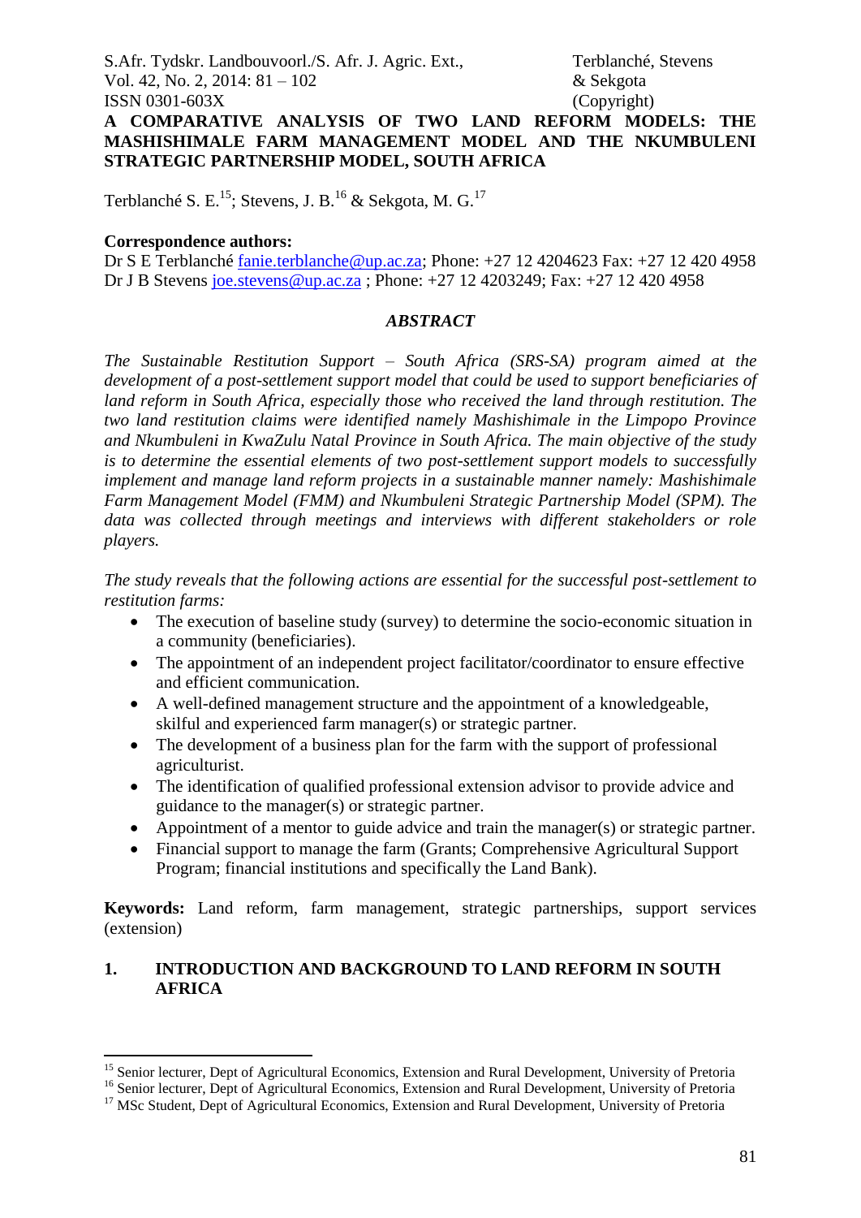# A COMPARATIVE ANALYSIS OF TWO LAND REFORM MODELS: THE MASHISHIMALE FARM MANAGEMENT MODEL AND THE NKUMBULENI STRATEGIC PARTNERSHIP MODEL, SOUTH AFRICA

Terblanché S. E.[15]; Stevens, J. B.[16] & Sekgota, M. G.[17]

**Correspondence authors:**
Dr S E Terblanché fanie.terblanche@up.ac.za; Phone: +27 12 4204623 Fax: +27 12 420 4958
Dr J B Stevens joe.stevens@up.ac.za ; Phone: +27 12 4203249; Fax: +27 12 420 4958

## *ABSTRACT*

*The Sustainable Restitution Support – South Africa (SRS-SA) program aimed at the development of a post-settlement support model that could be used to support beneficiaries of land reform in South Africa, especially those who received the land through restitution. The two land restitution claims were identified namely Mashishimale in the Limpopo Province and Nkumbuleni in KwaZulu Natal Province in South Africa. The main objective of the study is to determine the essential elements of two post-settlement support models to successfully implement and manage land reform projects in a sustainable manner namely: Mashishimale Farm Management Model (FMM) and Nkumbuleni Strategic Partnership Model (SPM). The data was collected through meetings and interviews with different stakeholders or role players.*

*The study reveals that the following actions are essential for the successful post-settlement to restitution farms:*

- The execution of baseline study (survey) to determine the socio-economic situation in a community (beneficiaries).
- The appointment of an independent project facilitator/coordinator to ensure effective and efficient communication.
- A well-defined management structure and the appointment of a knowledgeable, skilful and experienced farm manager(s) or strategic partner.
- The development of a business plan for the farm with the support of professional agriculturist.
- The identification of qualified professional extension advisor to provide advice and guidance to the manager(s) or strategic partner.
- Appointment of a mentor to guide advice and train the manager(s) or strategic partner.
- Financial support to manage the farm (Grants; Comprehensive Agricultural Support Program; financial institutions and specifically the Land Bank).

**Keywords:** Land reform, farm management, strategic partnerships, support services (extension)

## 1. INTRODUCTION AND BACKGROUND TO LAND REFORM IN SOUTH AFRICA

[15] Senior lecturer, Dept of Agricultural Economics, Extension and Rural Development, University of Pretoria
[16] Senior lecturer, Dept of Agricultural Economics, Extension and Rural Development, University of Pretoria
[17] MSc Student, Dept of Agricultural Economics, Extension and Rural Development, University of Pretoria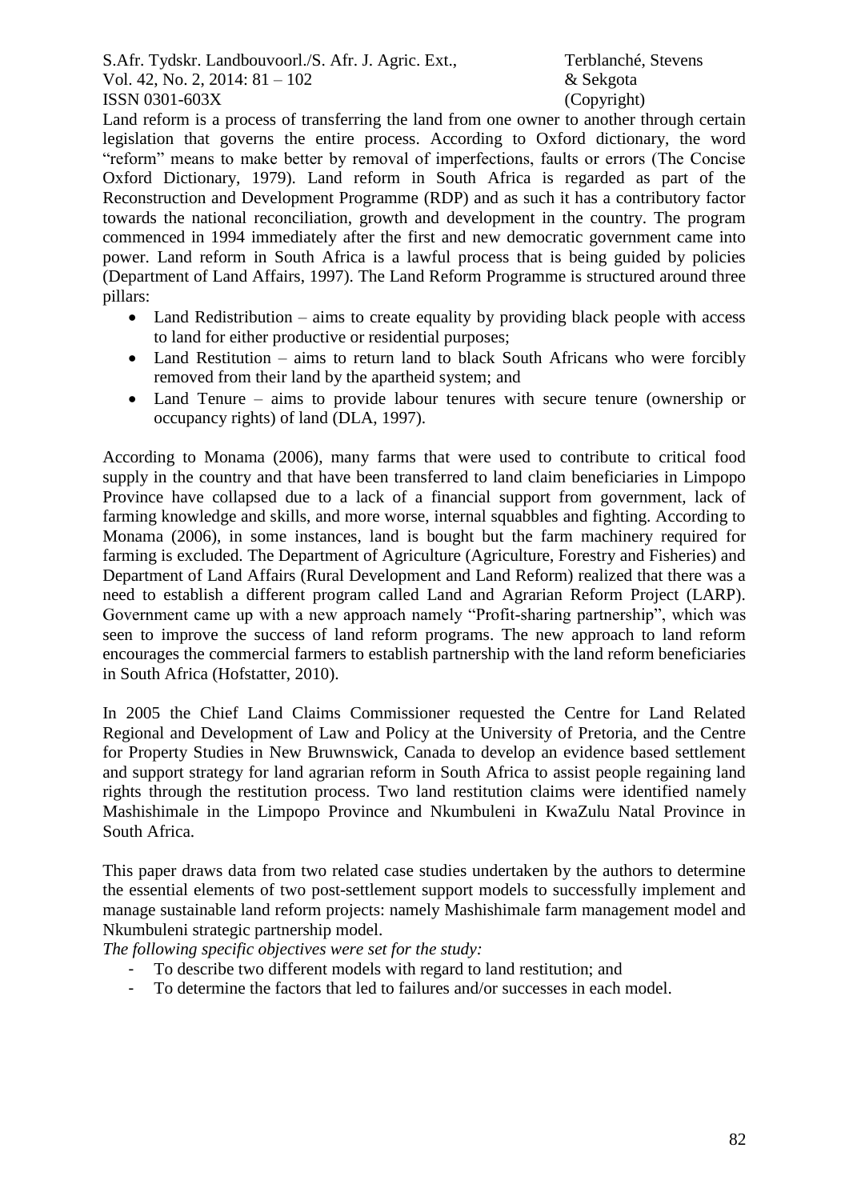Land reform is a process of transferring the land from one owner to another through certain legislation that governs the entire process. According to Oxford dictionary, the word "reform" means to make better by removal of imperfections, faults or errors (The Concise Oxford Dictionary, 1979). Land reform in South Africa is regarded as part of the Reconstruction and Development Programme (RDP) and as such it has a contributory factor towards the national reconciliation, growth and development in the country. The program commenced in 1994 immediately after the first and new democratic government came into power. Land reform in South Africa is a lawful process that is being guided by policies (Department of Land Affairs, 1997). The Land Reform Programme is structured around three pillars:

- Land Redistribution – aims to create equality by providing black people with access to land for either productive or residential purposes;
- Land Restitution – aims to return land to black South Africans who were forcibly removed from their land by the apartheid system; and
- Land Tenure – aims to provide labour tenures with secure tenure (ownership or occupancy rights) of land (DLA, 1997).

According to Monama (2006), many farms that were used to contribute to critical food supply in the country and that have been transferred to land claim beneficiaries in Limpopo Province have collapsed due to a lack of a financial support from government, lack of farming knowledge and skills, and more worse, internal squabbles and fighting. According to Monama (2006), in some instances, land is bought but the farm machinery required for farming is excluded. The Department of Agriculture (Agriculture, Forestry and Fisheries) and Department of Land Affairs (Rural Development and Land Reform) realized that there was a need to establish a different program called Land and Agrarian Reform Project (LARP). Government came up with a new approach namely "Profit-sharing partnership", which was seen to improve the success of land reform programs. The new approach to land reform encourages the commercial farmers to establish partnership with the land reform beneficiaries in South Africa (Hofstatter, 2010).

In 2005 the Chief Land Claims Commissioner requested the Centre for Land Related Regional and Development of Law and Policy at the University of Pretoria, and the Centre for Property Studies in New Bruwnswick, Canada to develop an evidence based settlement and support strategy for land agrarian reform in South Africa to assist people regaining land rights through the restitution process. Two land restitution claims were identified namely Mashishimale in the Limpopo Province and Nkumbuleni in KwaZulu Natal Province in South Africa.

This paper draws data from two related case studies undertaken by the authors to determine the essential elements of two post-settlement support models to successfully implement and manage sustainable land reform projects: namely Mashishimale farm management model and Nkumbuleni strategic partnership model.

*The following specific objectives were set for the study:*

- To describe two different models with regard to land restitution; and
- To determine the factors that led to failures and/or successes in each model.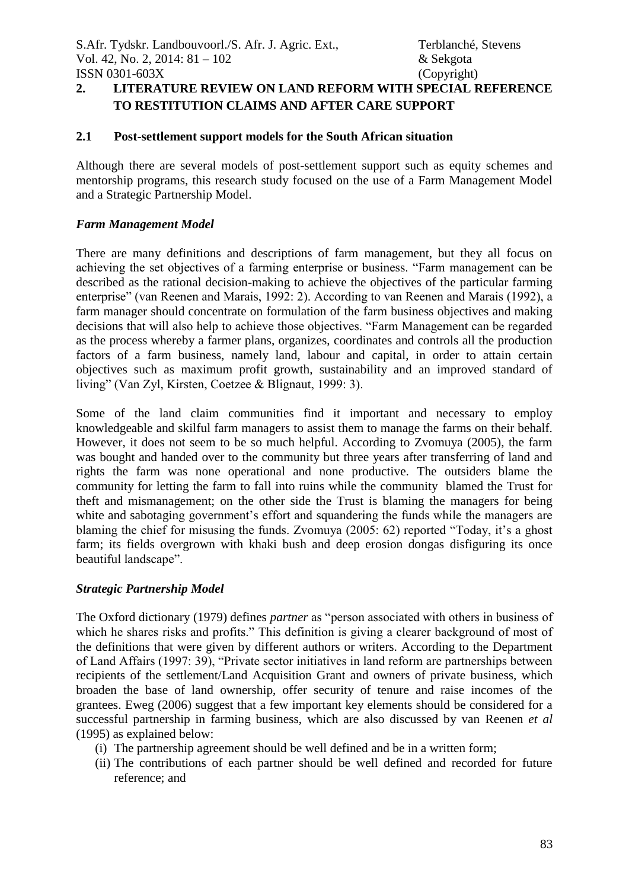## 2. LITERATURE REVIEW ON LAND REFORM WITH SPECIAL REFERENCE TO RESTITUTION CLAIMS AND AFTER CARE SUPPORT

### 2.1 Post-settlement support models for the South African situation

Although there are several models of post-settlement support such as equity schemes and mentorship programs, this research study focused on the use of a Farm Management Model and a Strategic Partnership Model.

#### *Farm Management Model*

There are many definitions and descriptions of farm management, but they all focus on achieving the set objectives of a farming enterprise or business. "Farm management can be described as the rational decision-making to achieve the objectives of the particular farming enterprise" (van Reenen and Marais, 1992: 2). According to van Reenen and Marais (1992), a farm manager should concentrate on formulation of the farm business objectives and making decisions that will also help to achieve those objectives. "Farm Management can be regarded as the process whereby a farmer plans, organizes, coordinates and controls all the production factors of a farm business, namely land, labour and capital, in order to attain certain objectives such as maximum profit growth, sustainability and an improved standard of living" (Van Zyl, Kirsten, Coetzee & Blignaut, 1999: 3).

Some of the land claim communities find it important and necessary to employ knowledgeable and skilful farm managers to assist them to manage the farms on their behalf. However, it does not seem to be so much helpful. According to Zvomuya (2005), the farm was bought and handed over to the community but three years after transferring of land and rights the farm was none operational and none productive. The outsiders blame the community for letting the farm to fall into ruins while the community blamed the Trust for theft and mismanagement; on the other side the Trust is blaming the managers for being white and sabotaging government's effort and squandering the funds while the managers are blaming the chief for misusing the funds. Zvomuya (2005: 62) reported "Today, it's a ghost farm; its fields overgrown with khaki bush and deep erosion dongas disfiguring its once beautiful landscape".

#### *Strategic Partnership Model*

The Oxford dictionary (1979) defines *partner* as "person associated with others in business of which he shares risks and profits." This definition is giving a clearer background of most of the definitions that were given by different authors or writers. According to the Department of Land Affairs (1997: 39), "Private sector initiatives in land reform are partnerships between recipients of the settlement/Land Acquisition Grant and owners of private business, which broaden the base of land ownership, offer security of tenure and raise incomes of the grantees. Eweg (2006) suggest that a few important key elements should be considered for a successful partnership in farming business, which are also discussed by van Reenen *et al* (1995) as explained below:

- (i) The partnership agreement should be well defined and be in a written form;
- (ii) The contributions of each partner should be well defined and recorded for future reference; and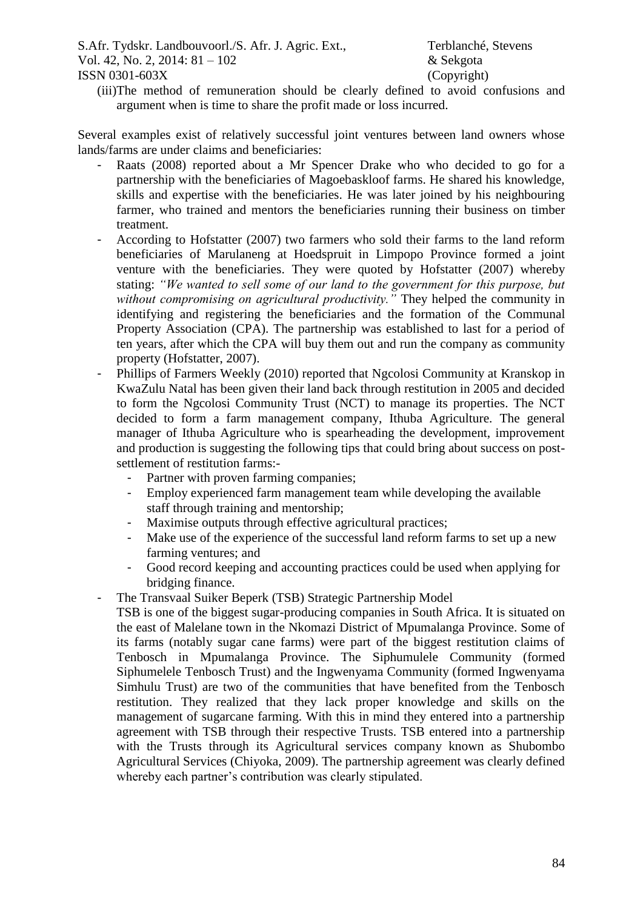(iii) The method of remuneration should be clearly defined to avoid confusions and argument when is time to share the profit made or loss incurred.

Several examples exist of relatively successful joint ventures between land owners whose lands/farms are under claims and beneficiaries:

- Raats (2008) reported about a Mr Spencer Drake who who decided to go for a partnership with the beneficiaries of Magoebaskloof farms. He shared his knowledge, skills and expertise with the beneficiaries. He was later joined by his neighbouring farmer, who trained and mentors the beneficiaries running their business on timber treatment.
- According to Hofstatter (2007) two farmers who sold their farms to the land reform beneficiaries of Marulaneng at Hoedspruit in Limpopo Province formed a joint venture with the beneficiaries. They were quoted by Hofstatter (2007) whereby stating: *"We wanted to sell some of our land to the government for this purpose, but without compromising on agricultural productivity."* They helped the community in identifying and registering the beneficiaries and the formation of the Communal Property Association (CPA). The partnership was established to last for a period of ten years, after which the CPA will buy them out and run the company as community property (Hofstatter, 2007).
- Phillips of Farmers Weekly (2010) reported that Ngcolosi Community at Kranskop in KwaZulu Natal has been given their land back through restitution in 2005 and decided to form the Ngcolosi Community Trust (NCT) to manage its properties. The NCT decided to form a farm management company, Ithuba Agriculture. The general manager of Ithuba Agriculture who is spearheading the development, improvement and production is suggesting the following tips that could bring about success on post-settlement of restitution farms:-
  - Partner with proven farming companies;
  - Employ experienced farm management team while developing the available staff through training and mentorship;
  - Maximise outputs through effective agricultural practices;
  - Make use of the experience of the successful land reform farms to set up a new farming ventures; and
  - Good record keeping and accounting practices could be used when applying for bridging finance.
- The Transvaal Suiker Beperk (TSB) Strategic Partnership Model

  TSB is one of the biggest sugar-producing companies in South Africa. It is situated on the east of Malelane town in the Nkomazi District of Mpumalanga Province. Some of its farms (notably sugar cane farms) were part of the biggest restitution claims of Tenbosch in Mpumalanga Province. The Siphumulele Community (formed Siphumelele Tenbosch Trust) and the Ingwenyama Community (formed Ingwenyama Simhulu Trust) are two of the communities that have benefited from the Tenbosch restitution. They realized that they lack proper knowledge and skills on the management of sugarcane farming. With this in mind they entered into a partnership agreement with TSB through their respective Trusts. TSB entered into a partnership with the Trusts through its Agricultural services company known as Shubombo Agricultural Services (Chiyoka, 2009). The partnership agreement was clearly defined whereby each partner's contribution was clearly stipulated.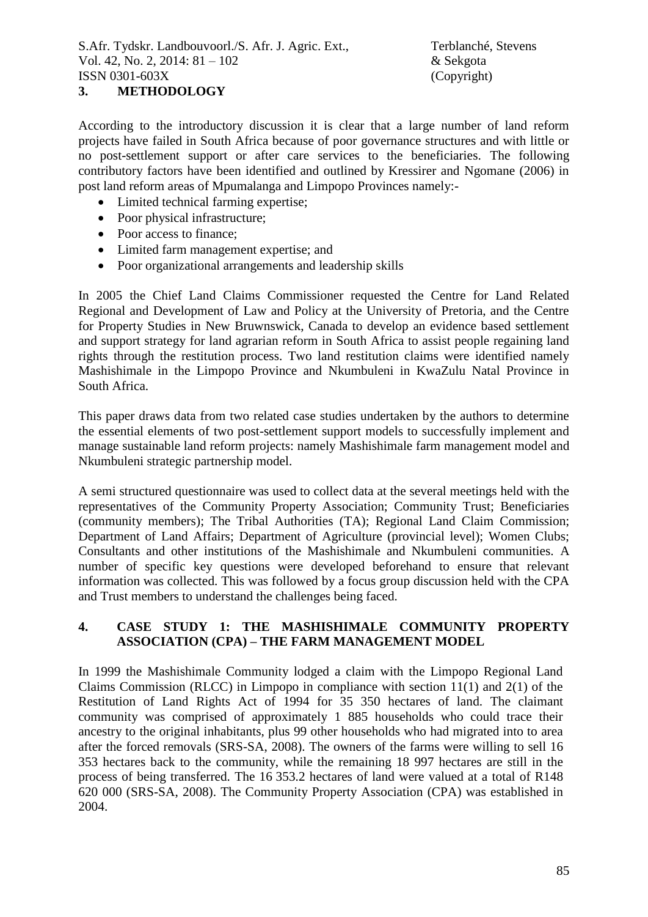## 3. METHODOLOGY

According to the introductory discussion it is clear that a large number of land reform projects have failed in South Africa because of poor governance structures and with little or no post-settlement support or after care services to the beneficiaries. The following contributory factors have been identified and outlined by Kressirer and Ngomane (2006) in post land reform areas of Mpumalanga and Limpopo Provinces namely:-

- Limited technical farming expertise;
- Poor physical infrastructure;
- Poor access to finance;
- Limited farm management expertise; and
- Poor organizational arrangements and leadership skills

In 2005 the Chief Land Claims Commissioner requested the Centre for Land Related Regional and Development of Law and Policy at the University of Pretoria, and the Centre for Property Studies in New Bruwnswick, Canada to develop an evidence based settlement and support strategy for land agrarian reform in South Africa to assist people regaining land rights through the restitution process. Two land restitution claims were identified namely Mashishimale in the Limpopo Province and Nkumbuleni in KwaZulu Natal Province in South Africa.

This paper draws data from two related case studies undertaken by the authors to determine the essential elements of two post-settlement support models to successfully implement and manage sustainable land reform projects: namely Mashishimale farm management model and Nkumbuleni strategic partnership model.

A semi structured questionnaire was used to collect data at the several meetings held with the representatives of the Community Property Association; Community Trust; Beneficiaries (community members); The Tribal Authorities (TA); Regional Land Claim Commission; Department of Land Affairs; Department of Agriculture (provincial level); Women Clubs; Consultants and other institutions of the Mashishimale and Nkumbuleni communities. A number of specific key questions were developed beforehand to ensure that relevant information was collected. This was followed by a focus group discussion held with the CPA and Trust members to understand the challenges being faced.

## 4. CASE STUDY 1: THE MASHISHIMALE COMMUNITY PROPERTY ASSOCIATION (CPA) – THE FARM MANAGEMENT MODEL

In 1999 the Mashishimale Community lodged a claim with the Limpopo Regional Land Claims Commission (RLCC) in Limpopo in compliance with section 11(1) and 2(1) of the Restitution of Land Rights Act of 1994 for 35 350 hectares of land. The claimant community was comprised of approximately 1 885 households who could trace their ancestry to the original inhabitants, plus 99 other households who had migrated into to area after the forced removals (SRS-SA, 2008). The owners of the farms were willing to sell 16 353 hectares back to the community, while the remaining 18 997 hectares are still in the process of being transferred. The 16 353.2 hectares of land were valued at a total of R148 620 000 (SRS-SA, 2008). The Community Property Association (CPA) was established in 2004.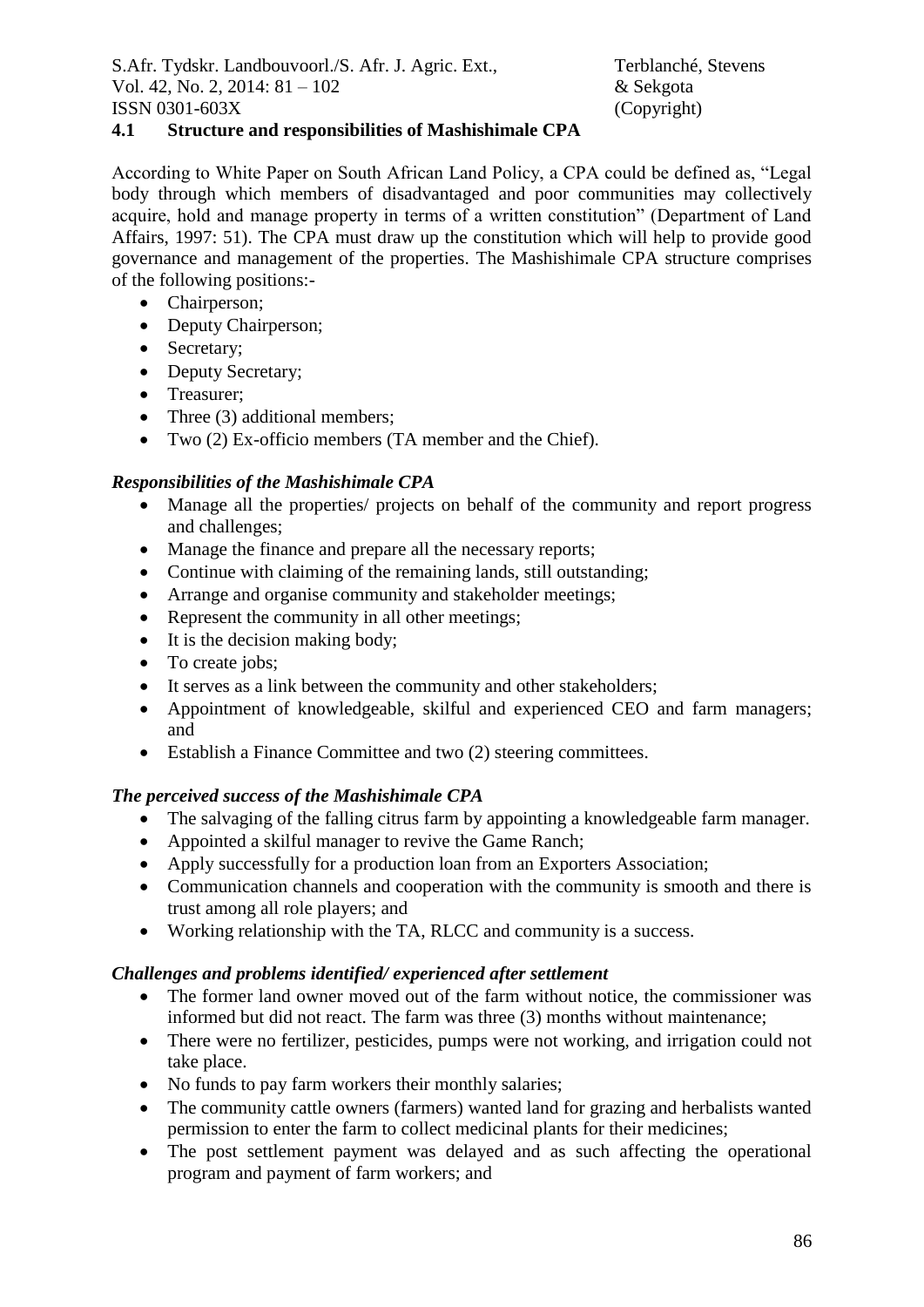## 4.1 Structure and responsibilities of Mashishimale CPA

According to White Paper on South African Land Policy, a CPA could be defined as, "Legal body through which members of disadvantaged and poor communities may collectively acquire, hold and manage property in terms of a written constitution" (Department of Land Affairs, 1997: 51). The CPA must draw up the constitution which will help to provide good governance and management of the properties. The Mashishimale CPA structure comprises of the following positions:-

- Chairperson;
- Deputy Chairperson;
- Secretary;
- Deputy Secretary;
- Treasurer;
- Three (3) additional members;
- Two (2) Ex-officio members (TA member and the Chief).

### *Responsibilities of the Mashishimale CPA*

- Manage all the properties/ projects on behalf of the community and report progress and challenges;
- Manage the finance and prepare all the necessary reports;
- Continue with claiming of the remaining lands, still outstanding;
- Arrange and organise community and stakeholder meetings;
- Represent the community in all other meetings;
- It is the decision making body;
- To create jobs;
- It serves as a link between the community and other stakeholders;
- Appointment of knowledgeable, skilful and experienced CEO and farm managers; and
- Establish a Finance Committee and two (2) steering committees.

### *The perceived success of the Mashishimale CPA*

- The salvaging of the falling citrus farm by appointing a knowledgeable farm manager.
- Appointed a skilful manager to revive the Game Ranch;
- Apply successfully for a production loan from an Exporters Association;
- Communication channels and cooperation with the community is smooth and there is trust among all role players; and
- Working relationship with the TA, RLCC and community is a success.

### *Challenges and problems identified/ experienced after settlement*

- The former land owner moved out of the farm without notice, the commissioner was informed but did not react. The farm was three (3) months without maintenance;
- There were no fertilizer, pesticides, pumps were not working, and irrigation could not take place.
- No funds to pay farm workers their monthly salaries;
- The community cattle owners (farmers) wanted land for grazing and herbalists wanted permission to enter the farm to collect medicinal plants for their medicines;
- The post settlement payment was delayed and as such affecting the operational program and payment of farm workers; and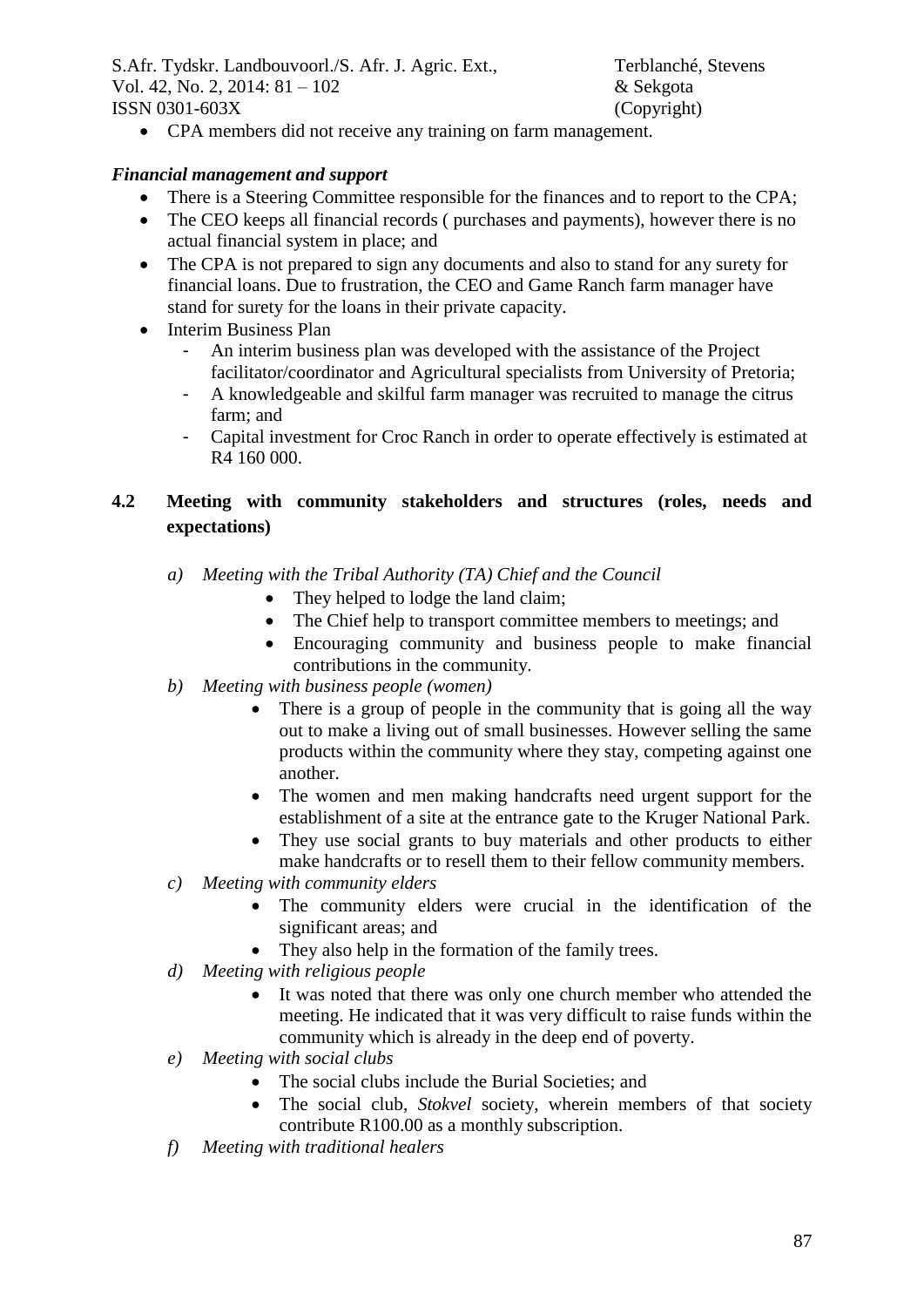- CPA members did not receive any training on farm management.

***Financial management and support***

- There is a Steering Committee responsible for the finances and to report to the CPA;
- The CEO keeps all financial records ( purchases and payments), however there is no actual financial system in place; and
- The CPA is not prepared to sign any documents and also to stand for any surety for financial loans. Due to frustration, the CEO and Game Ranch farm manager have stand for surety for the loans in their private capacity.
- Interim Business Plan
  - An interim business plan was developed with the assistance of the Project facilitator/coordinator and Agricultural specialists from University of Pretoria;
  - A knowledgeable and skilful farm manager was recruited to manage the citrus farm; and
  - Capital investment for Croc Ranch in order to operate effectively is estimated at R4 160 000.

### 4.2 Meeting with community stakeholders and structures (roles, needs and expectations)

*a) Meeting with the Tribal Authority (TA) Chief and the Council*

- They helped to lodge the land claim;
- The Chief help to transport committee members to meetings; and
- Encouraging community and business people to make financial contributions in the community.

*b) Meeting with business people (women)*

- There is a group of people in the community that is going all the way out to make a living out of small businesses. However selling the same products within the community where they stay, competing against one another.
- The women and men making handcrafts need urgent support for the establishment of a site at the entrance gate to the Kruger National Park.
- They use social grants to buy materials and other products to either make handcrafts or to resell them to their fellow community members.

*c) Meeting with community elders*

- The community elders were crucial in the identification of the significant areas; and
- They also help in the formation of the family trees.

*d) Meeting with religious people*

- It was noted that there was only one church member who attended the meeting. He indicated that it was very difficult to raise funds within the community which is already in the deep end of poverty.

*e) Meeting with social clubs*

- The social clubs include the Burial Societies; and
- The social club, *Stokvel* society, wherein members of that society contribute R100.00 as a monthly subscription.

*f) Meeting with traditional healers*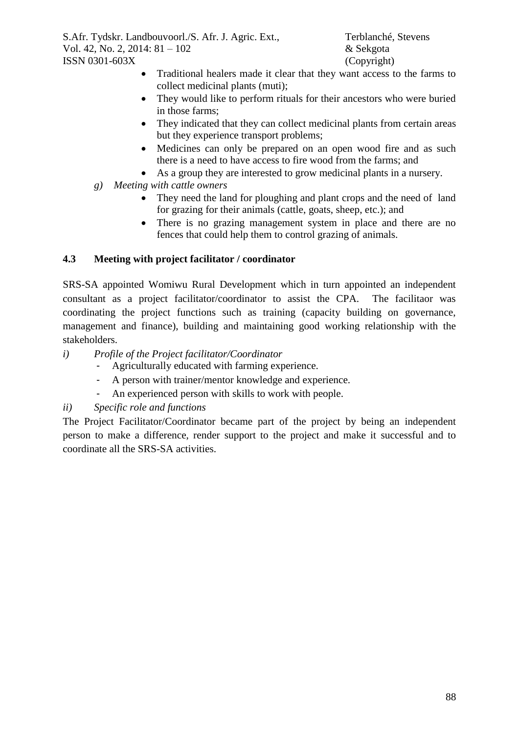- Traditional healers made it clear that they want access to the farms to collect medicinal plants (muti);
- They would like to perform rituals for their ancestors who were buried in those farms;
- They indicated that they can collect medicinal plants from certain areas but they experience transport problems;
- Medicines can only be prepared on an open wood fire and as such there is a need to have access to fire wood from the farms; and
- As a group they are interested to grow medicinal plants in a nursery.

*g) Meeting with cattle owners*

- They need the land for ploughing and plant crops and the need of land for grazing for their animals (cattle, goats, sheep, etc.); and
- There is no grazing management system in place and there are no fences that could help them to control grazing of animals.

## 4.3 Meeting with project facilitator / coordinator

SRS-SA appointed Womiwu Rural Development which in turn appointed an independent consultant as a project facilitator/coordinator to assist the CPA. The facilitaor was coordinating the project functions such as training (capacity building on governance, management and finance), building and maintaining good working relationship with the stakeholders.

*i) Profile of the Project facilitator/Coordinator*

- Agriculturally educated with farming experience.
- A person with trainer/mentor knowledge and experience.
- An experienced person with skills to work with people.

*ii) Specific role and functions*

The Project Facilitator/Coordinator became part of the project by being an independent person to make a difference, render support to the project and make it successful and to coordinate all the SRS-SA activities.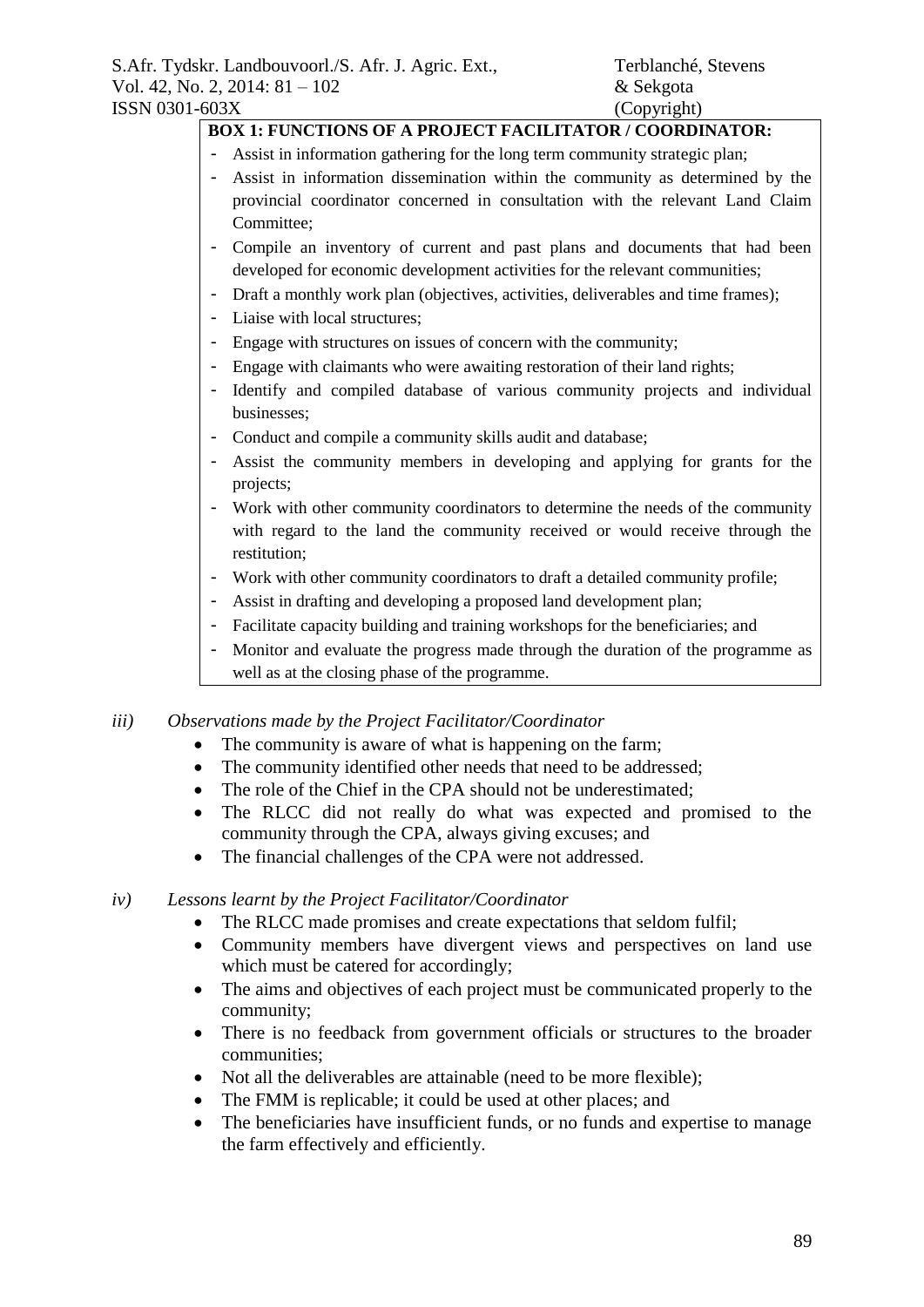**BOX 1: FUNCTIONS OF A PROJECT FACILITATOR / COORDINATOR:**

- Assist in information gathering for the long term community strategic plan;
- Assist in information dissemination within the community as determined by the provincial coordinator concerned in consultation with the relevant Land Claim Committee;
- Compile an inventory of current and past plans and documents that had been developed for economic development activities for the relevant communities;
- Draft a monthly work plan (objectives, activities, deliverables and time frames);
- Liaise with local structures;
- Engage with structures on issues of concern with the community;
- Engage with claimants who were awaiting restoration of their land rights;
- Identify and compiled database of various community projects and individual businesses;
- Conduct and compile a community skills audit and database;
- Assist the community members in developing and applying for grants for the projects;
- Work with other community coordinators to determine the needs of the community with regard to the land the community received or would receive through the restitution;
- Work with other community coordinators to draft a detailed community profile;
- Assist in drafting and developing a proposed land development plan;
- Facilitate capacity building and training workshops for the beneficiaries; and
- Monitor and evaluate the progress made through the duration of the programme as well as at the closing phase of the programme.

*iii) Observations made by the Project Facilitator/Coordinator*

- The community is aware of what is happening on the farm;
- The community identified other needs that need to be addressed;
- The role of the Chief in the CPA should not be underestimated;
- The RLCC did not really do what was expected and promised to the community through the CPA, always giving excuses; and
- The financial challenges of the CPA were not addressed.

*iv) Lessons learnt by the Project Facilitator/Coordinator*

- The RLCC made promises and create expectations that seldom fulfil;
- Community members have divergent views and perspectives on land use which must be catered for accordingly;
- The aims and objectives of each project must be communicated properly to the community;
- There is no feedback from government officials or structures to the broader communities;
- Not all the deliverables are attainable (need to be more flexible);
- The FMM is replicable; it could be used at other places; and
- The beneficiaries have insufficient funds, or no funds and expertise to manage the farm effectively and efficiently.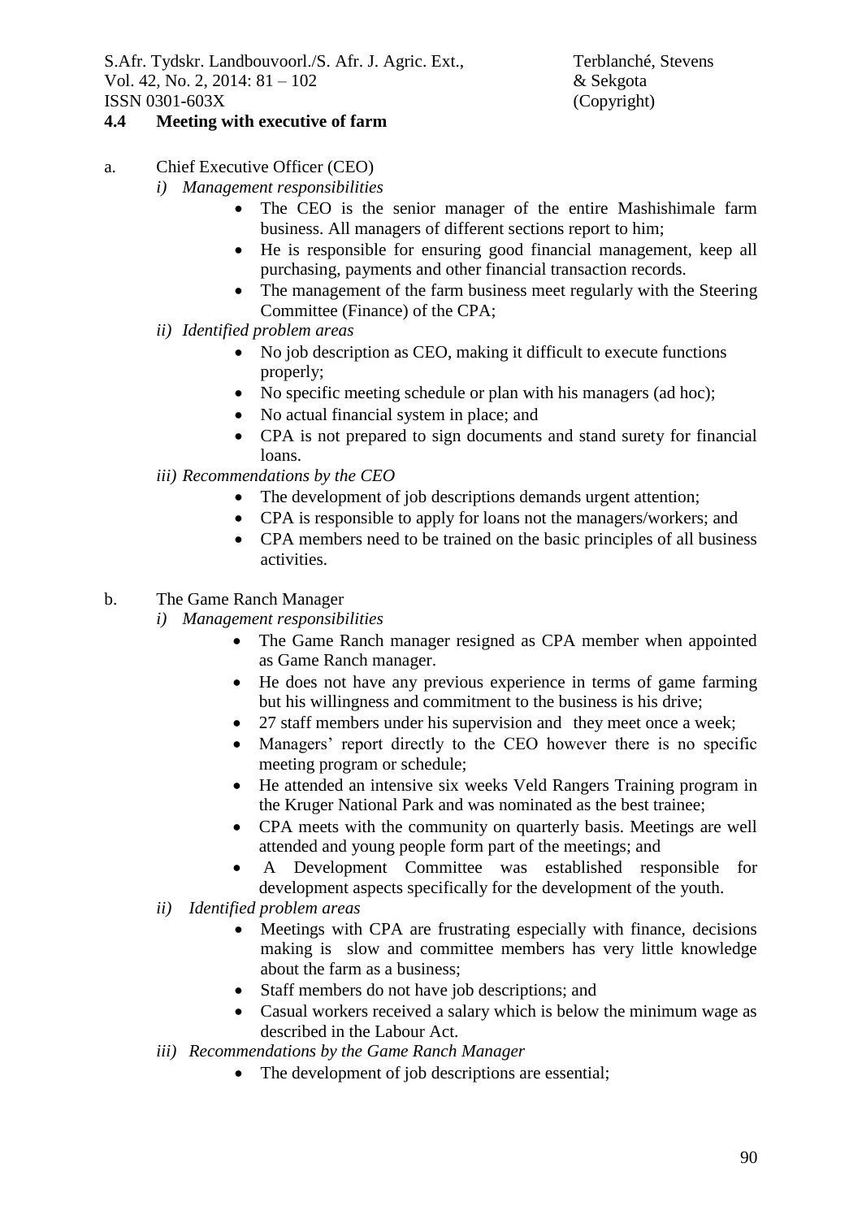### 4.4 Meeting with executive of farm

a. Chief Executive Officer (CEO)

*i) Management responsibilities*

- The CEO is the senior manager of the entire Mashishimale farm business. All managers of different sections report to him;
- He is responsible for ensuring good financial management, keep all purchasing, payments and other financial transaction records.
- The management of the farm business meet regularly with the Steering Committee (Finance) of the CPA;

*ii) Identified problem areas*

- No job description as CEO, making it difficult to execute functions properly;
- No specific meeting schedule or plan with his managers (ad hoc);
- No actual financial system in place; and
- CPA is not prepared to sign documents and stand surety for financial loans.

*iii) Recommendations by the CEO*

- The development of job descriptions demands urgent attention;
- CPA is responsible to apply for loans not the managers/workers; and
- CPA members need to be trained on the basic principles of all business activities.

b. The Game Ranch Manager

*i) Management responsibilities*

- The Game Ranch manager resigned as CPA member when appointed as Game Ranch manager.
- He does not have any previous experience in terms of game farming but his willingness and commitment to the business is his drive;
- 27 staff members under his supervision and they meet once a week;
- Managers' report directly to the CEO however there is no specific meeting program or schedule;
- He attended an intensive six weeks Veld Rangers Training program in the Kruger National Park and was nominated as the best trainee;
- CPA meets with the community on quarterly basis. Meetings are well attended and young people form part of the meetings; and
- A Development Committee was established responsible for development aspects specifically for the development of the youth.

*ii) Identified problem areas*

- Meetings with CPA are frustrating especially with finance, decisions making is slow and committee members has very little knowledge about the farm as a business;
- Staff members do not have job descriptions; and
- Casual workers received a salary which is below the minimum wage as described in the Labour Act.

*iii) Recommendations by the Game Ranch Manager*

- The development of job descriptions are essential;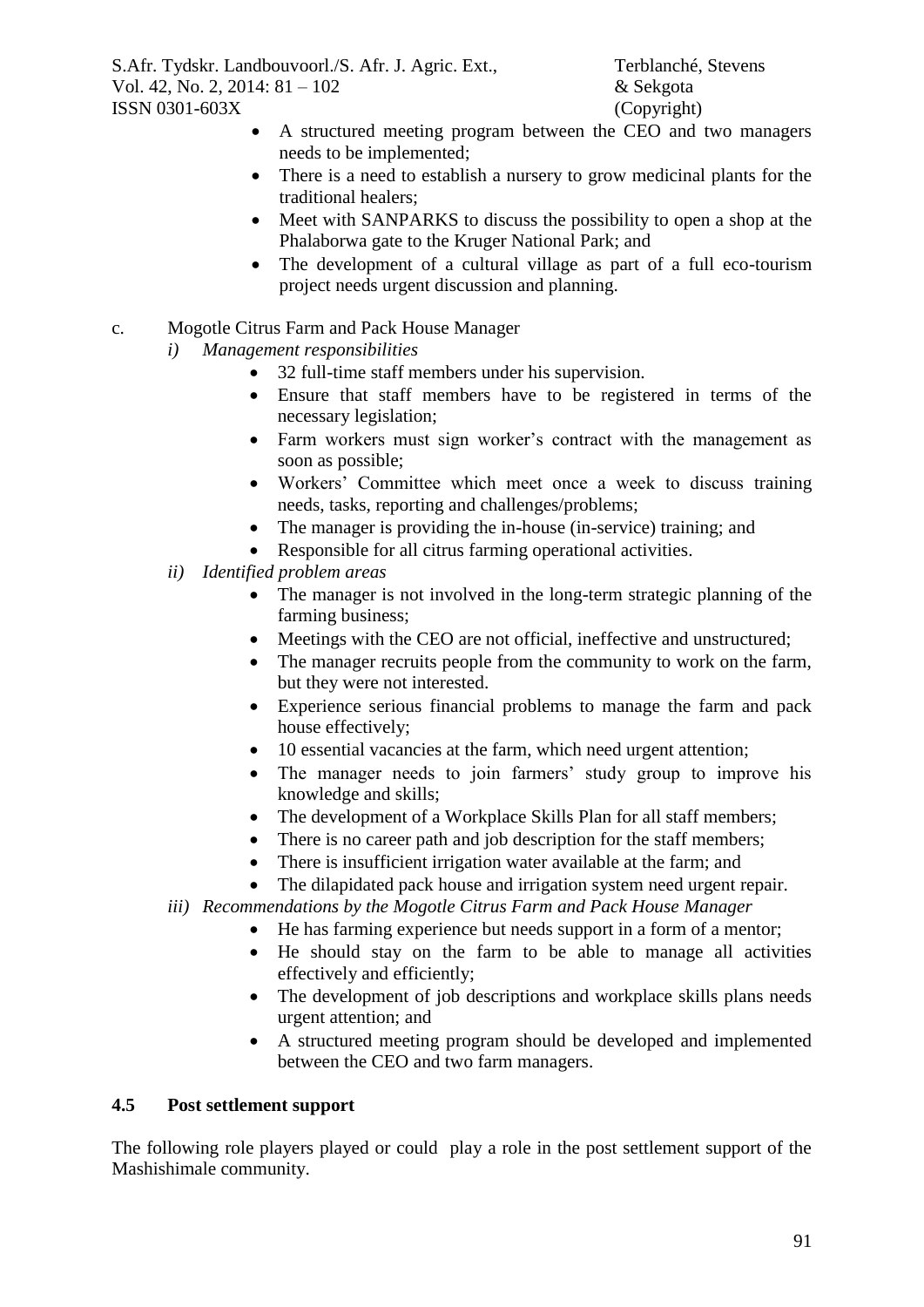- A structured meeting program between the CEO and two managers needs to be implemented;
- There is a need to establish a nursery to grow medicinal plants for the traditional healers;
- Meet with SANPARKS to discuss the possibility to open a shop at the Phalaborwa gate to the Kruger National Park; and
- The development of a cultural village as part of a full eco-tourism project needs urgent discussion and planning.

c. Mogotle Citrus Farm and Pack House Manager

*i) Management responsibilities*

- 32 full-time staff members under his supervision.
- Ensure that staff members have to be registered in terms of the necessary legislation;
- Farm workers must sign worker's contract with the management as soon as possible;
- Workers' Committee which meet once a week to discuss training needs, tasks, reporting and challenges/problems;
- The manager is providing the in-house (in-service) training; and
- Responsible for all citrus farming operational activities.

*ii) Identified problem areas*

- The manager is not involved in the long-term strategic planning of the farming business;
- Meetings with the CEO are not official, ineffective and unstructured;
- The manager recruits people from the community to work on the farm, but they were not interested.
- Experience serious financial problems to manage the farm and pack house effectively;
- 10 essential vacancies at the farm, which need urgent attention;
- The manager needs to join farmers' study group to improve his knowledge and skills;
- The development of a Workplace Skills Plan for all staff members;
- There is no career path and job description for the staff members;
- There is insufficient irrigation water available at the farm; and
- The dilapidated pack house and irrigation system need urgent repair.

*iii) Recommendations by the Mogotle Citrus Farm and Pack House Manager*

- He has farming experience but needs support in a form of a mentor;
- He should stay on the farm to be able to manage all activities effectively and efficiently;
- The development of job descriptions and workplace skills plans needs urgent attention; and
- A structured meeting program should be developed and implemented between the CEO and two farm managers.

### 4.5 Post settlement support

The following role players played or could play a role in the post settlement support of the Mashishimale community.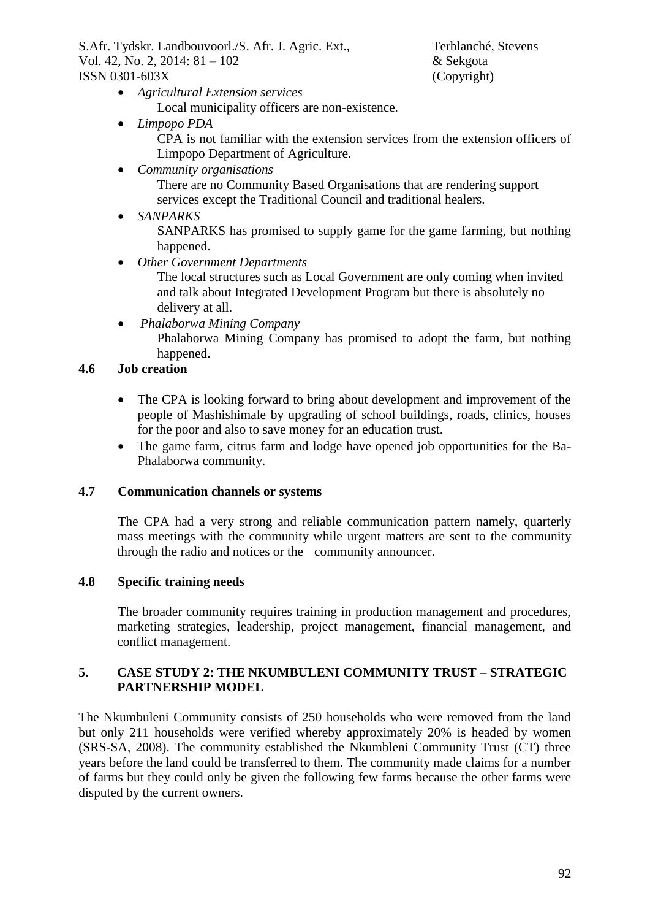- *Agricultural Extension services*
  Local municipality officers are non-existence.
- *Limpopo PDA*
  CPA is not familiar with the extension services from the extension officers of Limpopo Department of Agriculture.
- *Community organisations*
  There are no Community Based Organisations that are rendering support services except the Traditional Council and traditional healers.
- *SANPARKS*
  SANPARKS has promised to supply game for the game farming, but nothing happened.
- *Other Government Departments*
  The local structures such as Local Government are only coming when invited and talk about Integrated Development Program but there is absolutely no delivery at all.
- *Phalaborwa Mining Company*
  Phalaborwa Mining Company has promised to adopt the farm, but nothing happened.

### 4.6 Job creation

- The CPA is looking forward to bring about development and improvement of the people of Mashishimale by upgrading of school buildings, roads, clinics, houses for the poor and also to save money for an education trust.
- The game farm, citrus farm and lodge have opened job opportunities for the Ba-Phalaborwa community.

### 4.7 Communication channels or systems

The CPA had a very strong and reliable communication pattern namely, quarterly mass meetings with the community while urgent matters are sent to the community through the radio and notices or the community announcer.

### 4.8 Specific training needs

The broader community requires training in production management and procedures, marketing strategies, leadership, project management, financial management, and conflict management.

## 5. CASE STUDY 2: THE NKUMBULENI COMMUNITY TRUST – STRATEGIC PARTNERSHIP MODEL

The Nkumbuleni Community consists of 250 households who were removed from the land but only 211 households were verified whereby approximately 20% is headed by women (SRS-SA, 2008). The community established the Nkumbleni Community Trust (CT) three years before the land could be transferred to them. The community made claims for a number of farms but they could only be given the following few farms because the other farms were disputed by the current owners.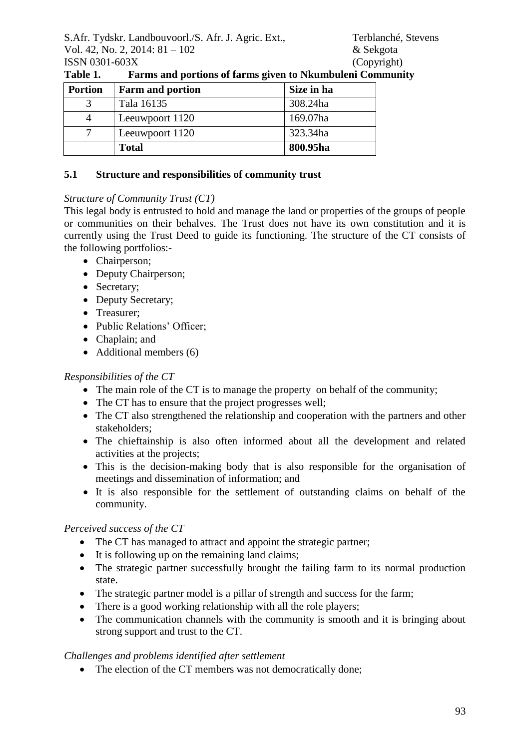**Table 1. Farms and portions of farms given to Nkumbuleni Community**

| Portion | Farm and portion | Size in ha |
|---|---|---|
| 3 | Tala 16135 | 308.24ha |
| 4 | Leeuwpoort 1120 | 169.07ha |
| 7 | Leeuwpoort 1120 | 323.34ha |
| | **Total** | **800.95ha** |

### 5.1 Structure and responsibilities of community trust

*Structure of Community Trust (CT)*

This legal body is entrusted to hold and manage the land or properties of the groups of people or communities on their behalves. The Trust does not have its own constitution and it is currently using the Trust Deed to guide its functioning. The structure of the CT consists of the following portfolios:-

- Chairperson;
- Deputy Chairperson;
- Secretary;
- Deputy Secretary;
- Treasurer;
- Public Relations' Officer;
- Chaplain; and
- Additional members (6)

*Responsibilities of the CT*

- The main role of the CT is to manage the property on behalf of the community;
- The CT has to ensure that the project progresses well;
- The CT also strengthened the relationship and cooperation with the partners and other stakeholders;
- The chieftainship is also often informed about all the development and related activities at the projects;
- This is the decision-making body that is also responsible for the organisation of meetings and dissemination of information; and
- It is also responsible for the settlement of outstanding claims on behalf of the community.

*Perceived success of the CT*

- The CT has managed to attract and appoint the strategic partner;
- It is following up on the remaining land claims;
- The strategic partner successfully brought the failing farm to its normal production state.
- The strategic partner model is a pillar of strength and success for the farm;
- There is a good working relationship with all the role players;
- The communication channels with the community is smooth and it is bringing about strong support and trust to the CT.

*Challenges and problems identified after settlement*

- The election of the CT members was not democratically done;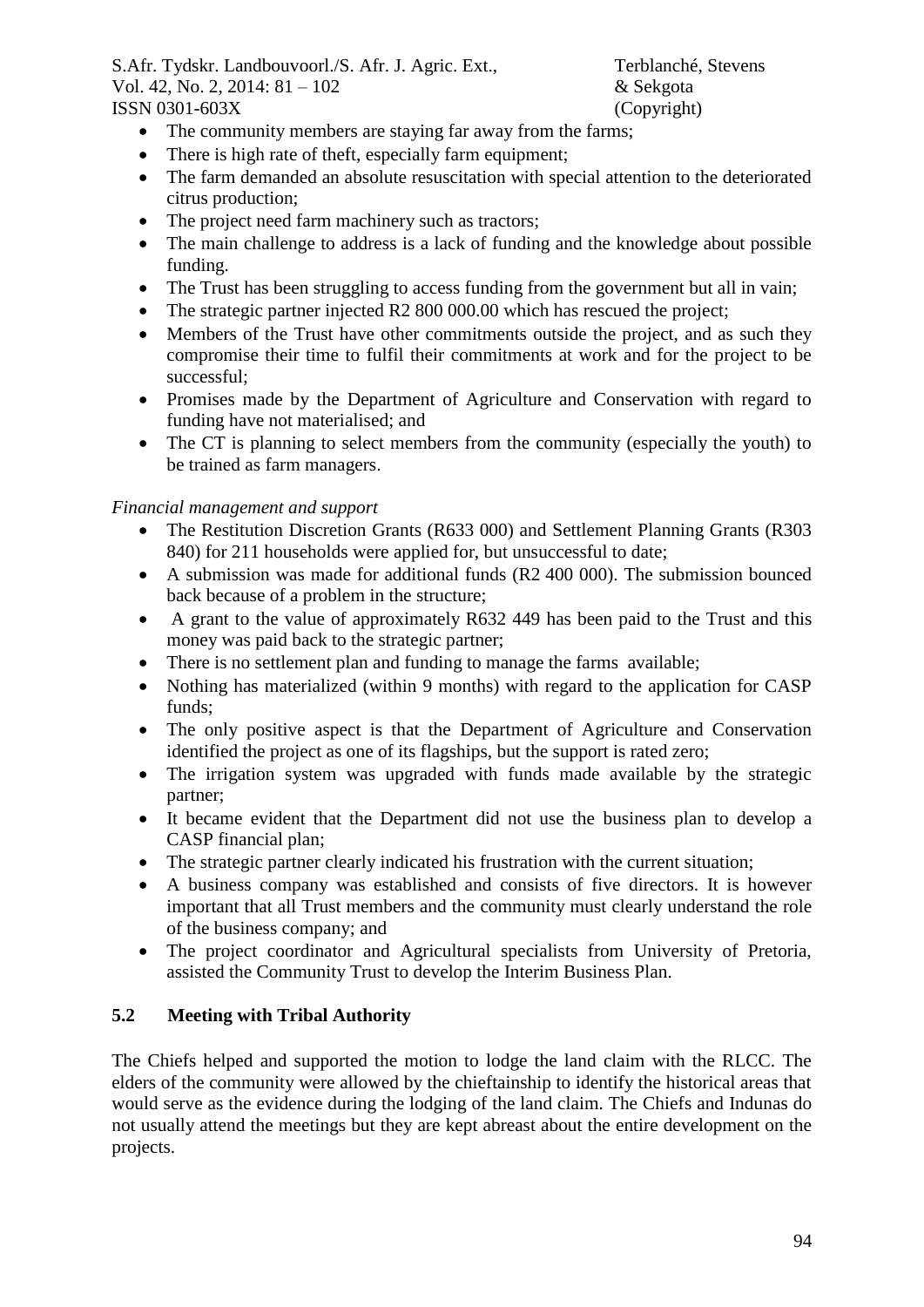- The community members are staying far away from the farms;
- There is high rate of theft, especially farm equipment;
- The farm demanded an absolute resuscitation with special attention to the deteriorated citrus production;
- The project need farm machinery such as tractors;
- The main challenge to address is a lack of funding and the knowledge about possible funding.
- The Trust has been struggling to access funding from the government but all in vain;
- The strategic partner injected R2 800 000.00 which has rescued the project;
- Members of the Trust have other commitments outside the project, and as such they compromise their time to fulfil their commitments at work and for the project to be successful;
- Promises made by the Department of Agriculture and Conservation with regard to funding have not materialised; and
- The CT is planning to select members from the community (especially the youth) to be trained as farm managers.

*Financial management and support*

- The Restitution Discretion Grants (R633 000) and Settlement Planning Grants (R303 840) for 211 households were applied for, but unsuccessful to date;
- A submission was made for additional funds (R2 400 000). The submission bounced back because of a problem in the structure;
- A grant to the value of approximately R632 449 has been paid to the Trust and this money was paid back to the strategic partner;
- There is no settlement plan and funding to manage the farms available;
- Nothing has materialized (within 9 months) with regard to the application for CASP funds;
- The only positive aspect is that the Department of Agriculture and Conservation identified the project as one of its flagships, but the support is rated zero;
- The irrigation system was upgraded with funds made available by the strategic partner;
- It became evident that the Department did not use the business plan to develop a CASP financial plan;
- The strategic partner clearly indicated his frustration with the current situation;
- A business company was established and consists of five directors. It is however important that all Trust members and the community must clearly understand the role of the business company; and
- The project coordinator and Agricultural specialists from University of Pretoria, assisted the Community Trust to develop the Interim Business Plan.

## 5.2 Meeting with Tribal Authority

The Chiefs helped and supported the motion to lodge the land claim with the RLCC. The elders of the community were allowed by the chieftainship to identify the historical areas that would serve as the evidence during the lodging of the land claim. The Chiefs and Indunas do not usually attend the meetings but they are kept abreast about the entire development on the projects.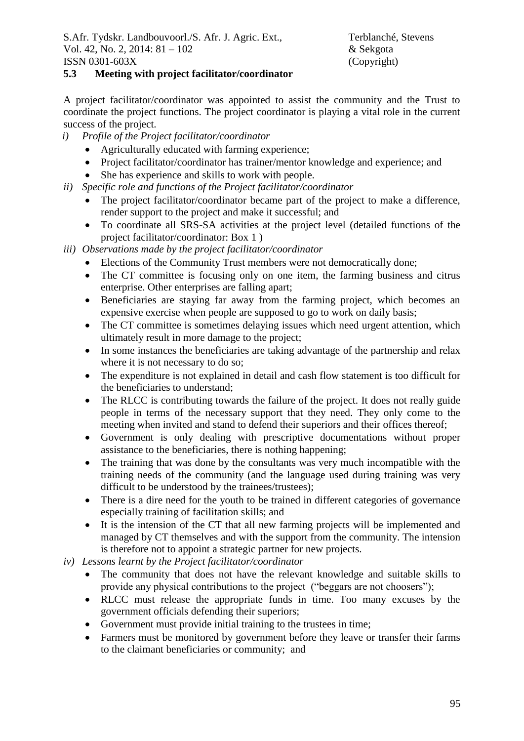## 5.3 Meeting with project facilitator/coordinator

A project facilitator/coordinator was appointed to assist the community and the Trust to coordinate the project functions. The project coordinator is playing a vital role in the current success of the project.

*i) Profile of the Project facilitator/coordinator*

- Agriculturally educated with farming experience;
- Project facilitator/coordinator has trainer/mentor knowledge and experience; and
- She has experience and skills to work with people.

*ii) Specific role and functions of the Project facilitator/coordinator*

- The project facilitator/coordinator became part of the project to make a difference, render support to the project and make it successful; and
- To coordinate all SRS-SA activities at the project level (detailed functions of the project facilitator/coordinator: Box 1 )

*iii) Observations made by the project facilitator/coordinator*

- Elections of the Community Trust members were not democratically done;
- The CT committee is focusing only on one item, the farming business and citrus enterprise. Other enterprises are falling apart;
- Beneficiaries are staying far away from the farming project, which becomes an expensive exercise when people are supposed to go to work on daily basis;
- The CT committee is sometimes delaying issues which need urgent attention, which ultimately result in more damage to the project;
- In some instances the beneficiaries are taking advantage of the partnership and relax where it is not necessary to do so;
- The expenditure is not explained in detail and cash flow statement is too difficult for the beneficiaries to understand;
- The RLCC is contributing towards the failure of the project. It does not really guide people in terms of the necessary support that they need. They only come to the meeting when invited and stand to defend their superiors and their offices thereof;
- Government is only dealing with prescriptive documentations without proper assistance to the beneficiaries, there is nothing happening;
- The training that was done by the consultants was very much incompatible with the training needs of the community (and the language used during training was very difficult to be understood by the trainees/trustees);
- There is a dire need for the youth to be trained in different categories of governance especially training of facilitation skills; and
- It is the intension of the CT that all new farming projects will be implemented and managed by CT themselves and with the support from the community. The intension is therefore not to appoint a strategic partner for new projects.

*iv) Lessons learnt by the Project facilitator/coordinator*

- The community that does not have the relevant knowledge and suitable skills to provide any physical contributions to the project ("beggars are not choosers");
- RLCC must release the appropriate funds in time. Too many excuses by the government officials defending their superiors;
- Government must provide initial training to the trustees in time;
- Farmers must be monitored by government before they leave or transfer their farms to the claimant beneficiaries or community; and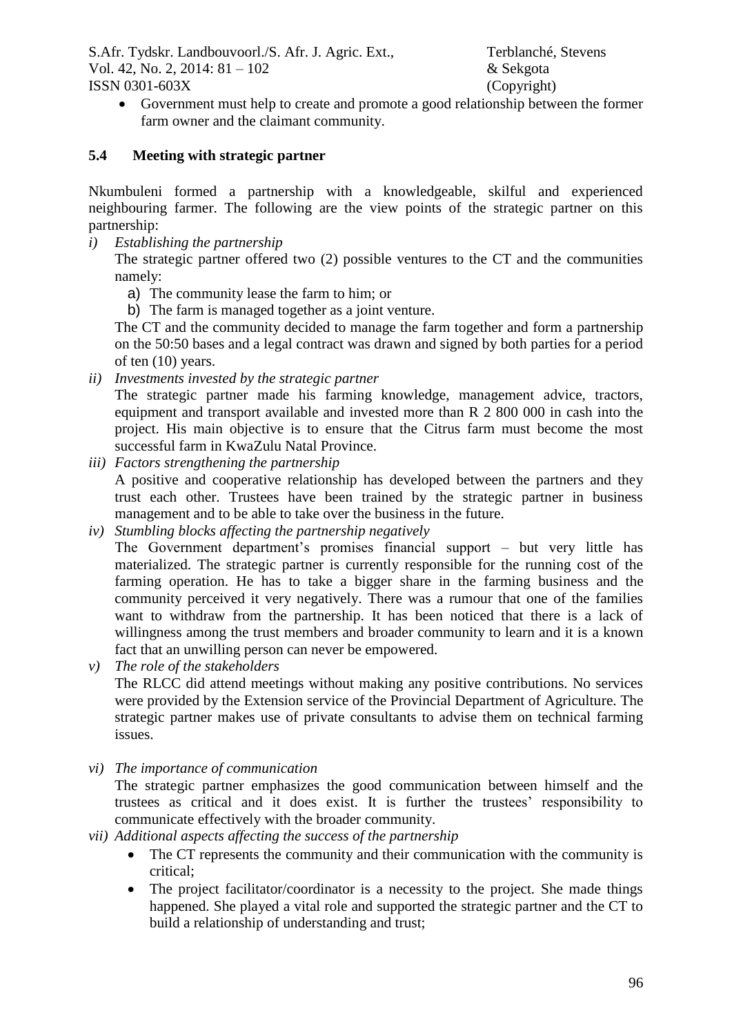- Government must help to create and promote a good relationship between the former farm owner and the claimant community.

### 5.4 Meeting with strategic partner

Nkumbuleni formed a partnership with a knowledgeable, skilful and experienced neighbouring farmer. The following are the view points of the strategic partner on this partnership:

*i) Establishing the partnership*

The strategic partner offered two (2) possible ventures to the CT and the communities namely:

a) The community lease the farm to him; or
b) The farm is managed together as a joint venture.

The CT and the community decided to manage the farm together and form a partnership on the 50:50 bases and a legal contract was drawn and signed by both parties for a period of ten (10) years.

*ii) Investments invested by the strategic partner*

The strategic partner made his farming knowledge, management advice, tractors, equipment and transport available and invested more than R 2 800 000 in cash into the project. His main objective is to ensure that the Citrus farm must become the most successful farm in KwaZulu Natal Province.

*iii) Factors strengthening the partnership*

A positive and cooperative relationship has developed between the partners and they trust each other. Trustees have been trained by the strategic partner in business management and to be able to take over the business in the future.

*iv) Stumbling blocks affecting the partnership negatively*

The Government department's promises financial support – but very little has materialized. The strategic partner is currently responsible for the running cost of the farming operation. He has to take a bigger share in the farming business and the community perceived it very negatively. There was a rumour that one of the families want to withdraw from the partnership. It has been noticed that there is a lack of willingness among the trust members and broader community to learn and it is a known fact that an unwilling person can never be empowered.

*v) The role of the stakeholders*

The RLCC did attend meetings without making any positive contributions. No services were provided by the Extension service of the Provincial Department of Agriculture. The strategic partner makes use of private consultants to advise them on technical farming issues.

*vi) The importance of communication*

The strategic partner emphasizes the good communication between himself and the trustees as critical and it does exist. It is further the trustees' responsibility to communicate effectively with the broader community.

*vii) Additional aspects affecting the success of the partnership*

- The CT represents the community and their communication with the community is critical;
- The project facilitator/coordinator is a necessity to the project. She made things happened. She played a vital role and supported the strategic partner and the CT to build a relationship of understanding and trust;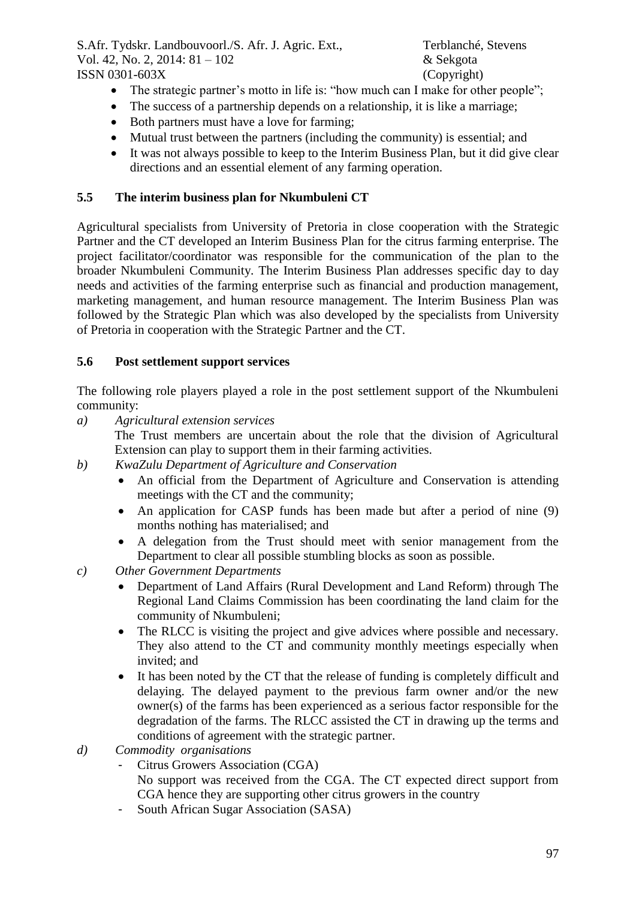- The strategic partner's motto in life is: "how much can I make for other people";
- The success of a partnership depends on a relationship, it is like a marriage;
- Both partners must have a love for farming;
- Mutual trust between the partners (including the community) is essential; and
- It was not always possible to keep to the Interim Business Plan, but it did give clear directions and an essential element of any farming operation.

### 5.5 The interim business plan for Nkumbuleni CT

Agricultural specialists from University of Pretoria in close cooperation with the Strategic Partner and the CT developed an Interim Business Plan for the citrus farming enterprise. The project facilitator/coordinator was responsible for the communication of the plan to the broader Nkumbuleni Community. The Interim Business Plan addresses specific day to day needs and activities of the farming enterprise such as financial and production management, marketing management, and human resource management. The Interim Business Plan was followed by the Strategic Plan which was also developed by the specialists from University of Pretoria in cooperation with the Strategic Partner and the CT.

### 5.6 Post settlement support services

The following role players played a role in the post settlement support of the Nkumbuleni community:

*a) Agricultural extension services*

The Trust members are uncertain about the role that the division of Agricultural Extension can play to support them in their farming activities.

*b) KwaZulu Department of Agriculture and Conservation*

- An official from the Department of Agriculture and Conservation is attending meetings with the CT and the community;
- An application for CASP funds has been made but after a period of nine (9) months nothing has materialised; and
- A delegation from the Trust should meet with senior management from the Department to clear all possible stumbling blocks as soon as possible.

*c) Other Government Departments*

- Department of Land Affairs (Rural Development and Land Reform) through The Regional Land Claims Commission has been coordinating the land claim for the community of Nkumbuleni;
- The RLCC is visiting the project and give advices where possible and necessary. They also attend to the CT and community monthly meetings especially when invited; and
- It has been noted by the CT that the release of funding is completely difficult and delaying. The delayed payment to the previous farm owner and/or the new owner(s) of the farms has been experienced as a serious factor responsible for the degradation of the farms. The RLCC assisted the CT in drawing up the terms and conditions of agreement with the strategic partner.

*d) Commodity organisations*

- Citrus Growers Association (CGA)
  No support was received from the CGA. The CT expected direct support from CGA hence they are supporting other citrus growers in the country
- South African Sugar Association (SASA)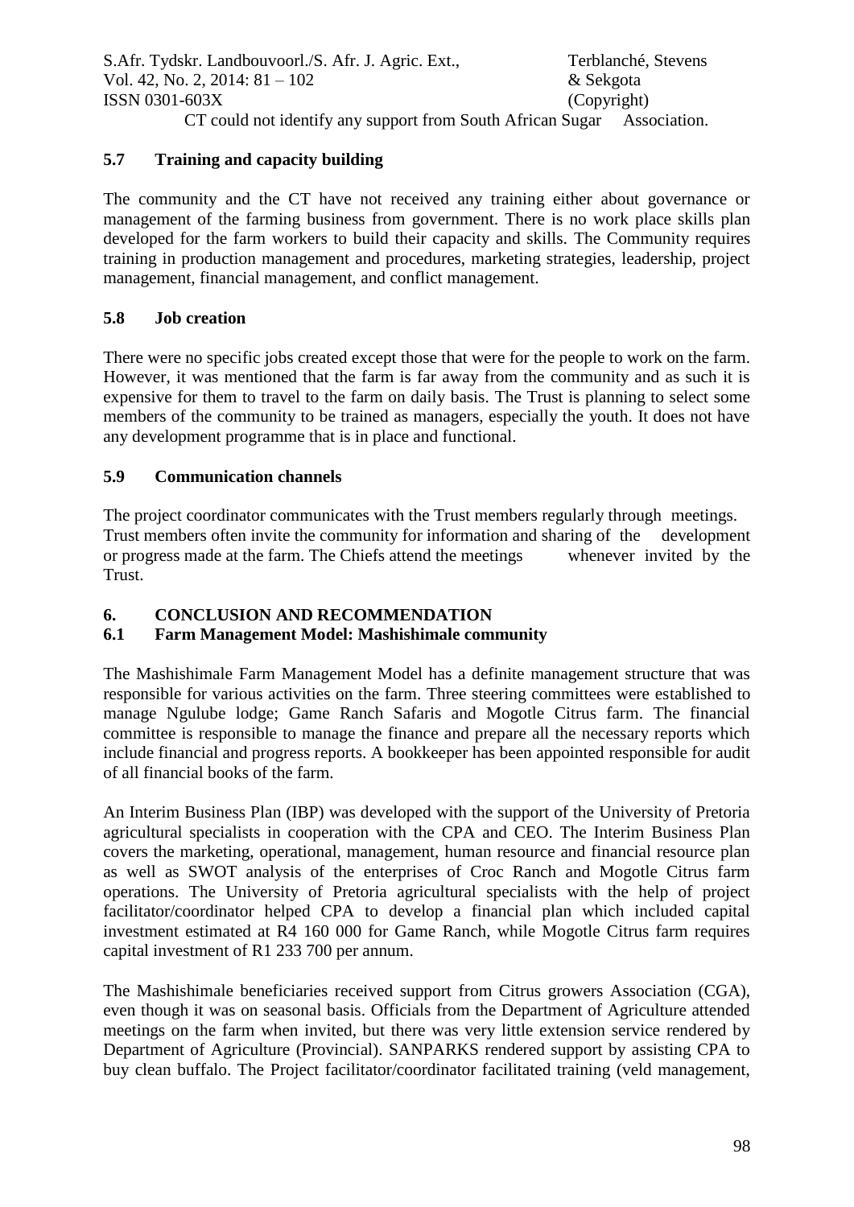CT could not identify any support from South African Sugar Association.

### 5.7 Training and capacity building

The community and the CT have not received any training either about governance or management of the farming business from government. There is no work place skills plan developed for the farm workers to build their capacity and skills. The Community requires training in production management and procedures, marketing strategies, leadership, project management, financial management, and conflict management.

### 5.8 Job creation

There were no specific jobs created except those that were for the people to work on the farm. However, it was mentioned that the farm is far away from the community and as such it is expensive for them to travel to the farm on daily basis. The Trust is planning to select some members of the community to be trained as managers, especially the youth. It does not have any development programme that is in place and functional.

### 5.9 Communication channels

The project coordinator communicates with the Trust members regularly through meetings. Trust members often invite the community for information and sharing of the development or progress made at the farm. The Chiefs attend the meetings whenever invited by the Trust.

## 6. CONCLUSION AND RECOMMENDATION

### 6.1 Farm Management Model: Mashishimale community

The Mashishimale Farm Management Model has a definite management structure that was responsible for various activities on the farm. Three steering committees were established to manage Ngulube lodge; Game Ranch Safaris and Mogotle Citrus farm. The financial committee is responsible to manage the finance and prepare all the necessary reports which include financial and progress reports. A bookkeeper has been appointed responsible for audit of all financial books of the farm.

An Interim Business Plan (IBP) was developed with the support of the University of Pretoria agricultural specialists in cooperation with the CPA and CEO. The Interim Business Plan covers the marketing, operational, management, human resource and financial resource plan as well as SWOT analysis of the enterprises of Croc Ranch and Mogotle Citrus farm operations. The University of Pretoria agricultural specialists with the help of project facilitator/coordinator helped CPA to develop a financial plan which included capital investment estimated at R4 160 000 for Game Ranch, while Mogotle Citrus farm requires capital investment of R1 233 700 per annum.

The Mashishimale beneficiaries received support from Citrus growers Association (CGA), even though it was on seasonal basis. Officials from the Department of Agriculture attended meetings on the farm when invited, but there was very little extension service rendered by Department of Agriculture (Provincial). SANPARKS rendered support by assisting CPA to buy clean buffalo. The Project facilitator/coordinator facilitated training (veld management,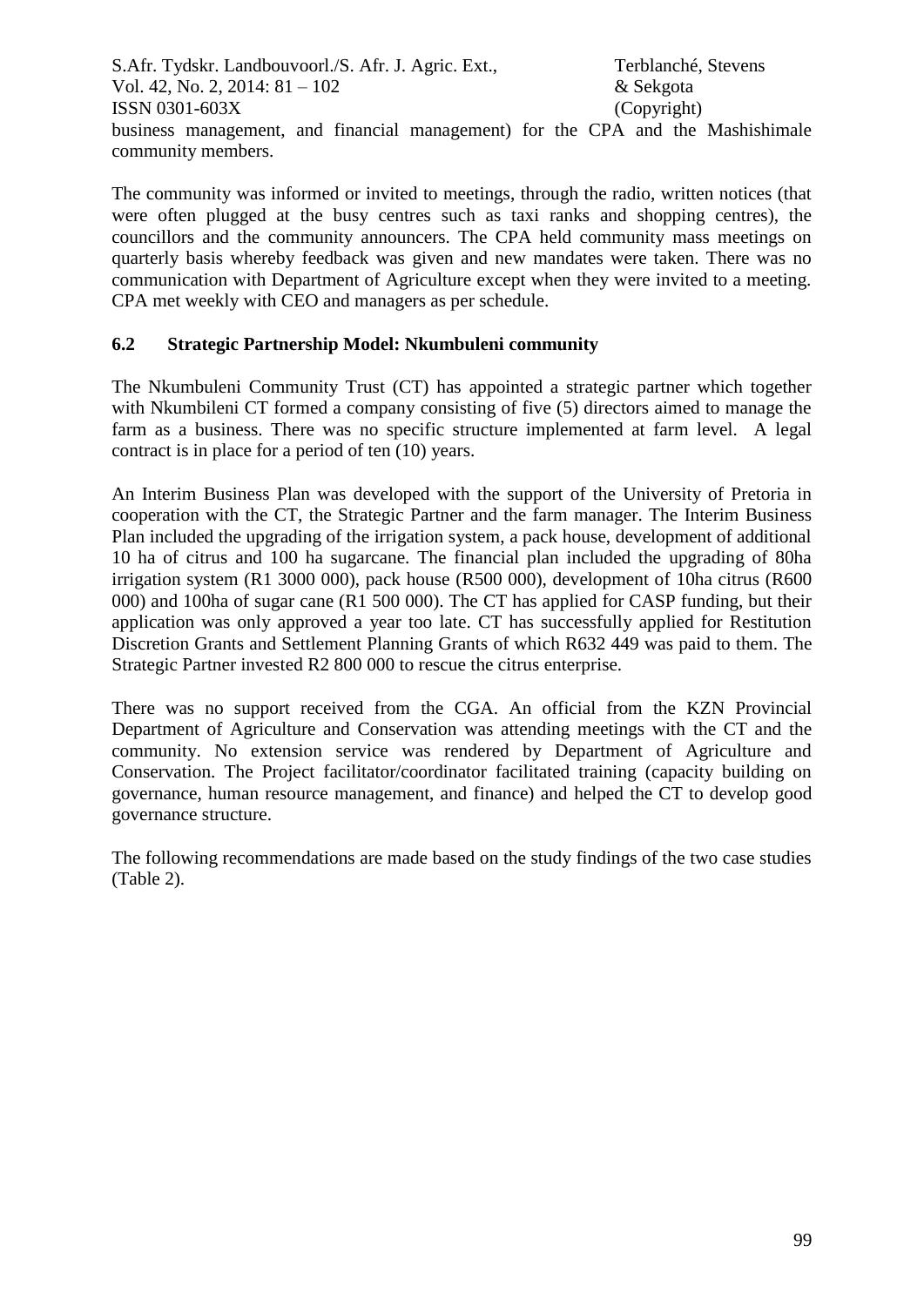business management, and financial management) for the CPA and the Mashishimale community members.

The community was informed or invited to meetings, through the radio, written notices (that were often plugged at the busy centres such as taxi ranks and shopping centres), the councillors and the community announcers. The CPA held community mass meetings on quarterly basis whereby feedback was given and new mandates were taken. There was no communication with Department of Agriculture except when they were invited to a meeting. CPA met weekly with CEO and managers as per schedule.

## 6.2 Strategic Partnership Model: Nkumbuleni community

The Nkumbuleni Community Trust (CT) has appointed a strategic partner which together with Nkumbileni CT formed a company consisting of five (5) directors aimed to manage the farm as a business. There was no specific structure implemented at farm level. A legal contract is in place for a period of ten (10) years.

An Interim Business Plan was developed with the support of the University of Pretoria in cooperation with the CT, the Strategic Partner and the farm manager. The Interim Business Plan included the upgrading of the irrigation system, a pack house, development of additional 10 ha of citrus and 100 ha sugarcane. The financial plan included the upgrading of 80ha irrigation system (R1 3000 000), pack house (R500 000), development of 10ha citrus (R600 000) and 100ha of sugar cane (R1 500 000). The CT has applied for CASP funding, but their application was only approved a year too late. CT has successfully applied for Restitution Discretion Grants and Settlement Planning Grants of which R632 449 was paid to them. The Strategic Partner invested R2 800 000 to rescue the citrus enterprise.

There was no support received from the CGA. An official from the KZN Provincial Department of Agriculture and Conservation was attending meetings with the CT and the community. No extension service was rendered by Department of Agriculture and Conservation. The Project facilitator/coordinator facilitated training (capacity building on governance, human resource management, and finance) and helped the CT to develop good governance structure.

The following recommendations are made based on the study findings of the two case studies (Table 2).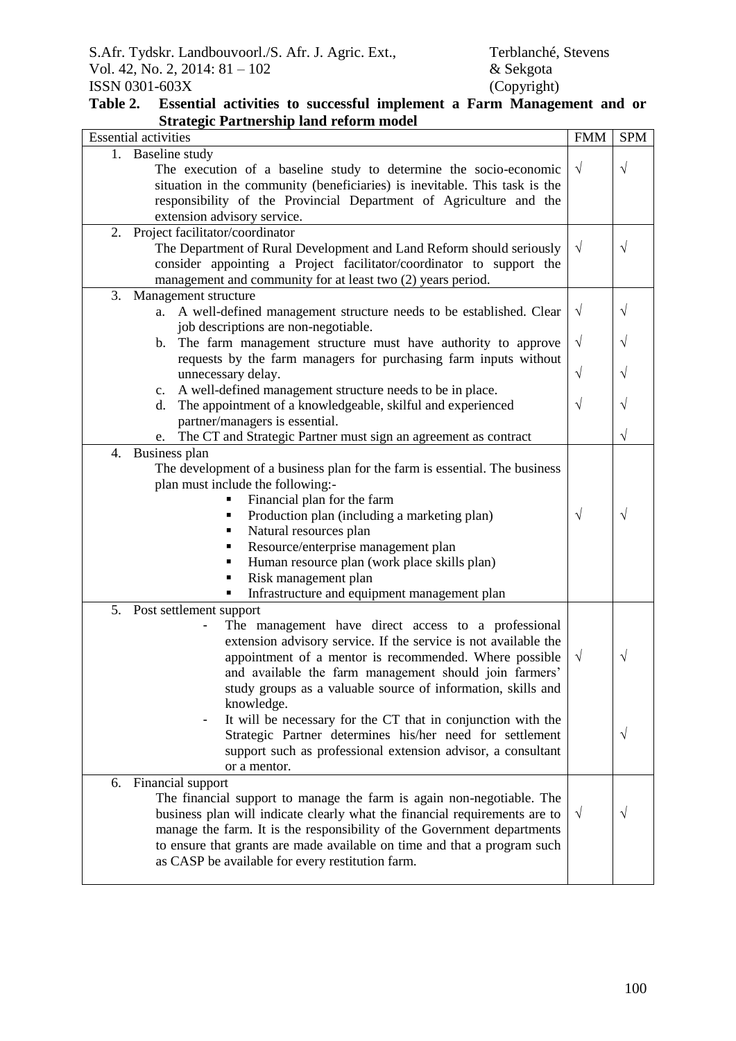**Table 2. Essential activities to successful implement a Farm Management and or Strategic Partnership land reform model**

| Essential activities | FMM | SPM |
|---|---|---|
| 1. Baseline study<br>The execution of a baseline study to determine the socio-economic situation in the community (beneficiaries) is inevitable. This task is the responsibility of the Provincial Department of Agriculture and the extension advisory service. | √ | √ |
| 2. Project facilitator/coordinator<br>The Department of Rural Development and Land Reform should seriously consider appointing a Project facilitator/coordinator to support the management and community for at least two (2) years period. | √ | √ |
| 3. Management structure | | |
| a. A well-defined management structure needs to be established. Clear job descriptions are non-negotiable. | √ | √ |
| b. The farm management structure must have authority to approve requests by the farm managers for purchasing farm inputs without unnecessary delay. | √ | √ |
| c. A well-defined management structure needs to be in place. | √ | √ |
| d. The appointment of a knowledgeable, skilful and experienced partner/managers is essential. | √ | √ |
| e. The CT and Strategic Partner must sign an agreement as contract | | √ |
| 4. Business plan<br>The development of a business plan for the farm is essential. The business plan must include the following:-<br>▪ Financial plan for the farm<br>▪ Production plan (including a marketing plan)<br>▪ Natural resources plan<br>▪ Resource/enterprise management plan<br>▪ Human resource plan (work place skills plan)<br>▪ Risk management plan<br>▪ Infrastructure and equipment management plan | √ | √ |
| 5. Post settlement support<br>- The management have direct access to a professional extension advisory service. If the service is not available the appointment of a mentor is recommended. Where possible and available the farm management should join farmers' study groups as a valuable source of information, skills and knowledge. | √ | √ |
| - It will be necessary for the CT that in conjunction with the Strategic Partner determines his/her need for settlement support such as professional extension advisor, a consultant or a mentor. | | √ |
| 6. Financial support<br>The financial support to manage the farm is again non-negotiable. The business plan will indicate clearly what the financial requirements are to manage the farm. It is the responsibility of the Government departments to ensure that grants are made available on time and that a program such as CASP be available for every restitution farm. | √ | √ |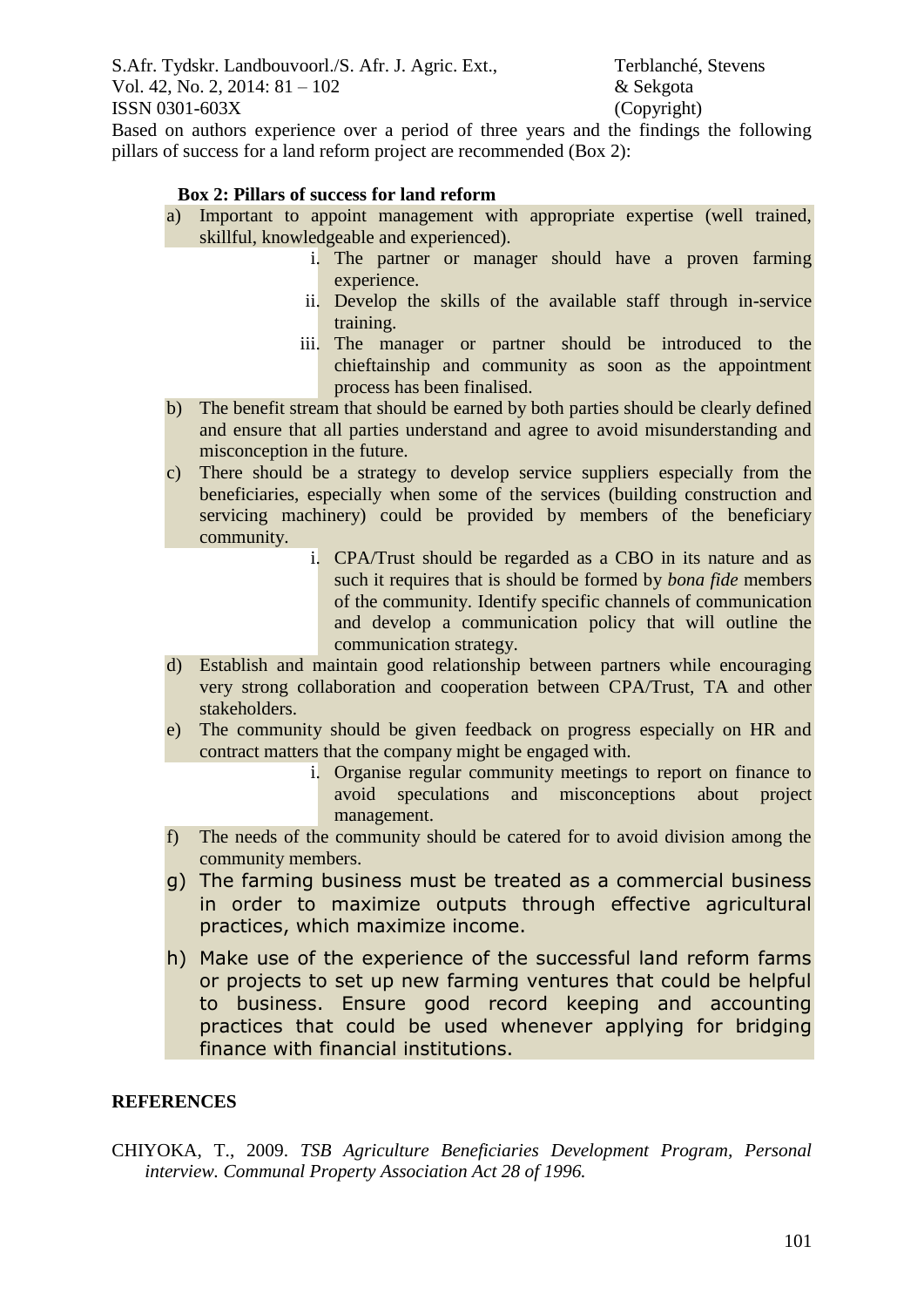Based on authors experience over a period of three years and the findings the following pillars of success for a land reform project are recommended (Box 2):

**Box 2: Pillars of success for land reform**

a) Important to appoint management with appropriate expertise (well trained, skillful, knowledgeable and experienced).
   i. The partner or manager should have a proven farming experience.
   ii. Develop the skills of the available staff through in-service training.
   iii. The manager or partner should be introduced to the chieftainship and community as soon as the appointment process has been finalised.

b) The benefit stream that should be earned by both parties should be clearly defined and ensure that all parties understand and agree to avoid misunderstanding and misconception in the future.

c) There should be a strategy to develop service suppliers especially from the beneficiaries, especially when some of the services (building construction and servicing machinery) could be provided by members of the beneficiary community.
   i. CPA/Trust should be regarded as a CBO in its nature and as such it requires that is should be formed by *bona fide* members of the community. Identify specific channels of communication and develop a communication policy that will outline the communication strategy.

d) Establish and maintain good relationship between partners while encouraging very strong collaboration and cooperation between CPA/Trust, TA and other stakeholders.

e) The community should be given feedback on progress especially on HR and contract matters that the company might be engaged with.
   i. Organise regular community meetings to report on finance to avoid speculations and misconceptions about project management.

f) The needs of the community should be catered for to avoid division among the community members.

g) The farming business must be treated as a commercial business in order to maximize outputs through effective agricultural practices, which maximize income.

h) Make use of the experience of the successful land reform farms or projects to set up new farming ventures that could be helpful to business. Ensure good record keeping and accounting practices that could be used whenever applying for bridging finance with financial institutions.

## REFERENCES

CHIYOKA, T., 2009. *TSB Agriculture Beneficiaries Development Program, Personal interview. Communal Property Association Act 28 of 1996.*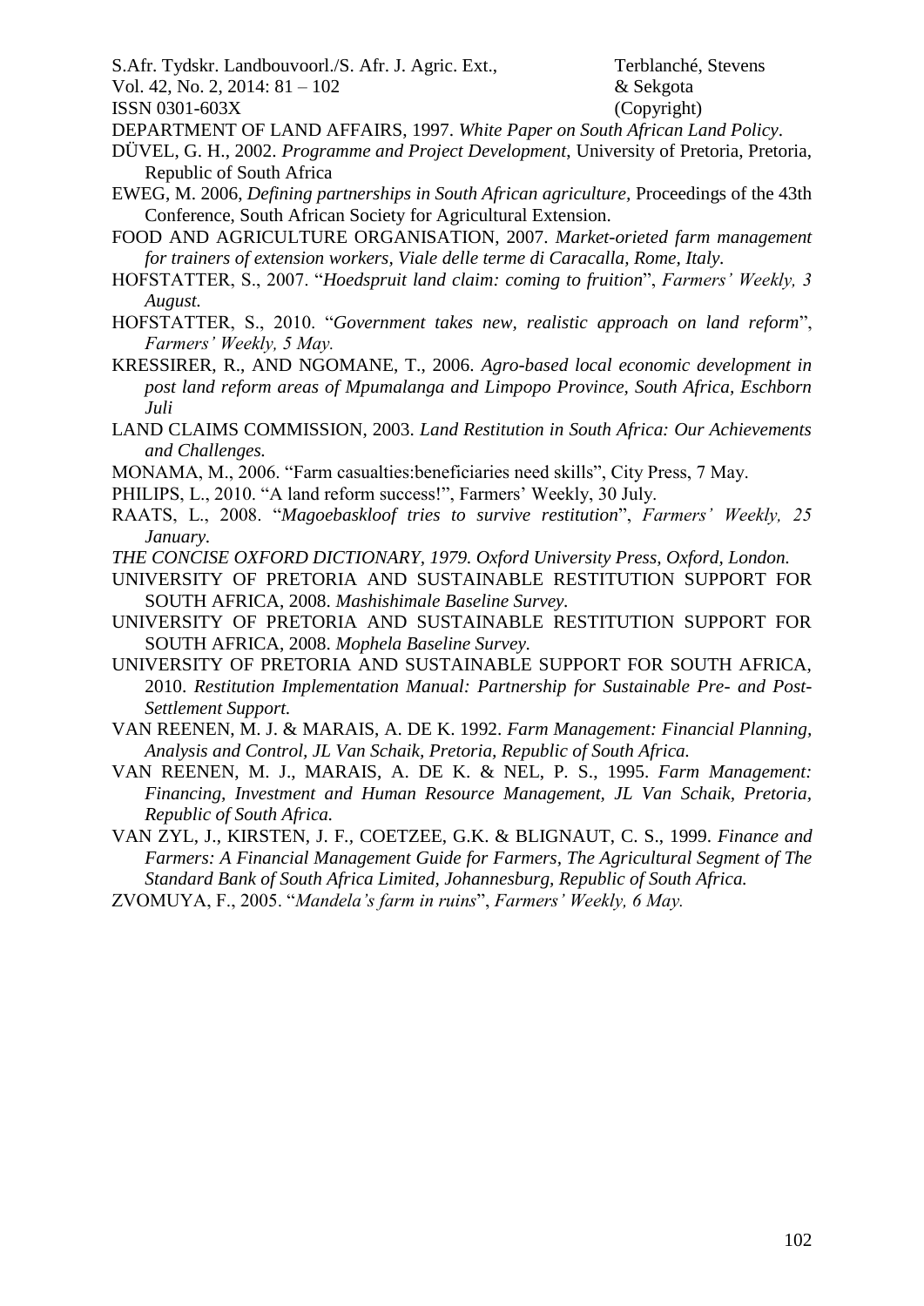DEPARTMENT OF LAND AFFAIRS, 1997. *White Paper on South African Land Policy*.

DÜVEL, G. H., 2002. *Programme and Project Development*, University of Pretoria, Pretoria, Republic of South Africa

EWEG, M. 2006, *Defining partnerships in South African agriculture,* Proceedings of the 43th Conference, South African Society for Agricultural Extension.

FOOD AND AGRICULTURE ORGANISATION, 2007. *Market-orieted farm management for trainers of extension workers, Viale delle terme di Caracalla, Rome, Italy.*

HOFSTATTER, S., 2007. "*Hoedspruit land claim: coming to fruition*", *Farmers' Weekly, 3 August.*

HOFSTATTER, S., 2010. "*Government takes new, realistic approach on land reform*", *Farmers' Weekly, 5 May.*

KRESSIRER, R., AND NGOMANE, T., 2006. *Agro-based local economic development in post land reform areas of Mpumalanga and Limpopo Province, South Africa, Eschborn Juli*

LAND CLAIMS COMMISSION, 2003. *Land Restitution in South Africa: Our Achievements and Challenges.*

MONAMA, M., 2006. "Farm casualties:beneficiaries need skills", City Press, 7 May.

PHILIPS, L., 2010. "A land reform success!", Farmers' Weekly, 30 July.

RAATS, L., 2008. "*Magoebaskloof tries to survive restitution*", *Farmers' Weekly, 25 January.*

*THE CONCISE OXFORD DICTIONARY, 1979. Oxford University Press, Oxford, London.*

UNIVERSITY OF PRETORIA AND SUSTAINABLE RESTITUTION SUPPORT FOR SOUTH AFRICA, 2008. *Mashishimale Baseline Survey.*

UNIVERSITY OF PRETORIA AND SUSTAINABLE RESTITUTION SUPPORT FOR SOUTH AFRICA, 2008. *Mophela Baseline Survey.*

UNIVERSITY OF PRETORIA AND SUSTAINABLE SUPPORT FOR SOUTH AFRICA, 2010. *Restitution Implementation Manual: Partnership for Sustainable Pre- and Post-Settlement Support.*

VAN REENEN, M. J. & MARAIS, A. DE K. 1992. *Farm Management: Financial Planning, Analysis and Control, JL Van Schaik, Pretoria, Republic of South Africa.*

VAN REENEN, M. J., MARAIS, A. DE K. & NEL, P. S., 1995. *Farm Management: Financing, Investment and Human Resource Management, JL Van Schaik, Pretoria, Republic of South Africa.*

VAN ZYL, J., KIRSTEN, J. F., COETZEE, G.K. & BLIGNAUT, C. S., 1999. *Finance and Farmers: A Financial Management Guide for Farmers, The Agricultural Segment of The Standard Bank of South Africa Limited, Johannesburg, Republic of South Africa.*

ZVOMUYA, F., 2005. "*Mandela's farm in ruins*", *Farmers' Weekly, 6 May.*